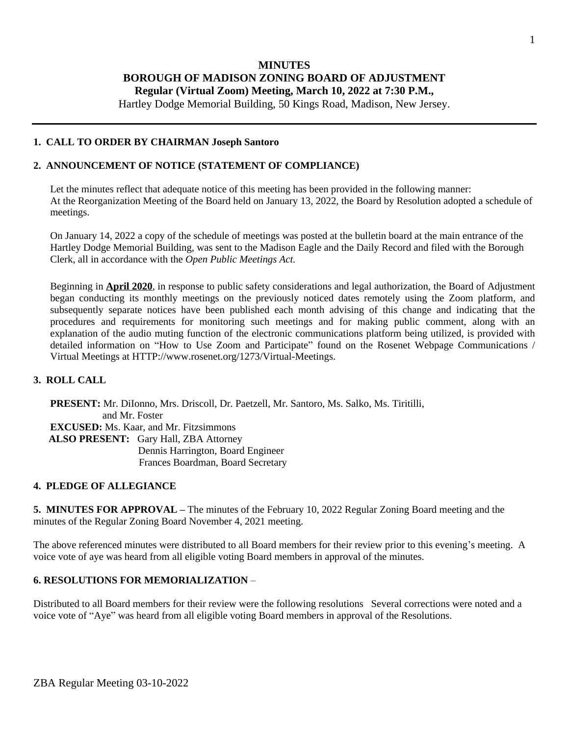# MINUTES
# BOROUGH OF MADISON ZONING BOARD OF ADJUSTMENT
## Regular (Virtual Zoom) Meeting, March 10, 2022 at 7:30 P.M.,

Hartley Dodge Memorial Building, 50 Kings Road, Madison, New Jersey.

---

**1. CALL TO ORDER BY CHAIRMAN Joseph Santoro**

**2. ANNOUNCEMENT OF NOTICE (STATEMENT OF COMPLIANCE)**

Let the minutes reflect that adequate notice of this meeting has been provided in the following manner: At the Reorganization Meeting of the Board held on January 13, 2022, the Board by Resolution adopted a schedule of meetings.

On January 14, 2022 a copy of the schedule of meetings was posted at the bulletin board at the main entrance of the Hartley Dodge Memorial Building, was sent to the Madison Eagle and the Daily Record and filed with the Borough Clerk, all in accordance with the *Open Public Meetings Act.*

Beginning in **April 2020**, in response to public safety considerations and legal authorization, the Board of Adjustment began conducting its monthly meetings on the previously noticed dates remotely using the Zoom platform, and subsequently separate notices have been published each month advising of this change and indicating that the procedures and requirements for monitoring such meetings and for making public comment, along with an explanation of the audio muting function of the electronic communications platform being utilized, is provided with detailed information on "How to Use Zoom and Participate" found on the Rosenet Webpage Communications / Virtual Meetings at HTTP://www.rosenet.org/1273/Virtual-Meetings.

**3. ROLL CALL**

**PRESENT:** Mr. DiIonno, Mrs. Driscoll, Dr. Paetzell, Mr. Santoro, Ms. Salko, Ms. Tiritilli, and Mr. Foster
**EXCUSED:** Ms. Kaar, and Mr. Fitzsimmons
**ALSO PRESENT:** Gary Hall, ZBA Attorney
Dennis Harrington, Board Engineer
Frances Boardman, Board Secretary

**4. PLEDGE OF ALLEGIANCE**

**5. MINUTES FOR APPROVAL –** The minutes of the February 10, 2022 Regular Zoning Board meeting and the minutes of the Regular Zoning Board November 4, 2021 meeting.

The above referenced minutes were distributed to all Board members for their review prior to this evening's meeting. A voice vote of aye was heard from all eligible voting Board members in approval of the minutes.

**6. RESOLUTIONS FOR MEMORIALIZATION** –

Distributed to all Board members for their review were the following resolutions Several corrections were noted and a voice vote of "Aye" was heard from all eligible voting Board members in approval of the Resolutions.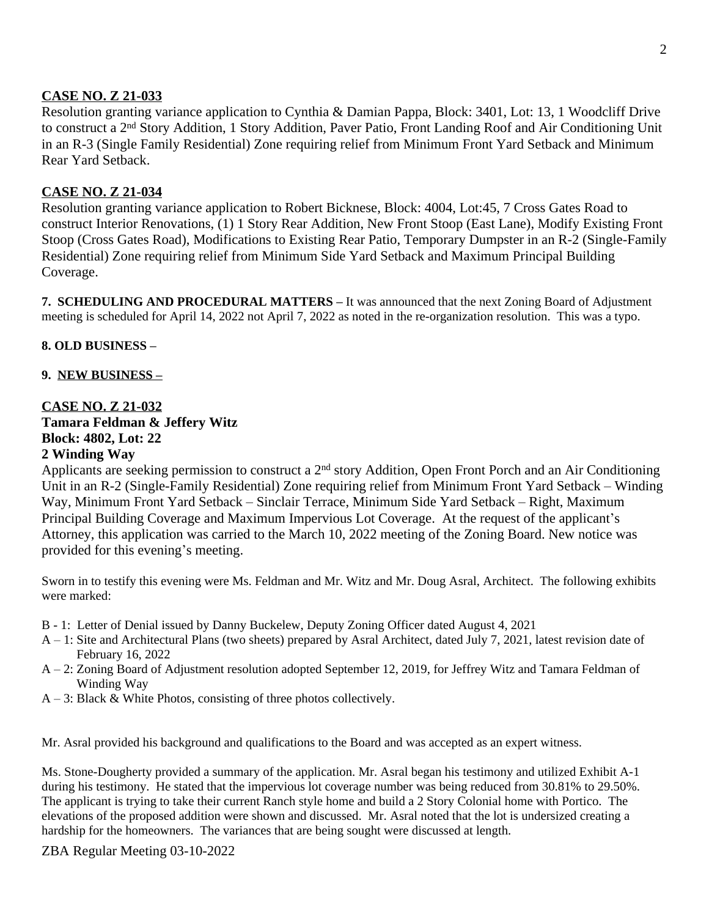**CASE NO. Z 21-033**

Resolution granting variance application to Cynthia & Damian Pappa, Block: 3401, Lot: 13, 1 Woodcliff Drive to construct a 2nd Story Addition, 1 Story Addition, Paver Patio, Front Landing Roof and Air Conditioning Unit in an R-3 (Single Family Residential) Zone requiring relief from Minimum Front Yard Setback and Minimum Rear Yard Setback.

**CASE NO. Z 21-034**

Resolution granting variance application to Robert Bicknese, Block: 4004, Lot:45, 7 Cross Gates Road to construct Interior Renovations, (1) 1 Story Rear Addition, New Front Stoop (East Lane), Modify Existing Front Stoop (Cross Gates Road), Modifications to Existing Rear Patio, Temporary Dumpster in an R-2 (Single-Family Residential) Zone requiring relief from Minimum Side Yard Setback and Maximum Principal Building Coverage.

**7. SCHEDULING AND PROCEDURAL MATTERS –** It was announced that the next Zoning Board of Adjustment meeting is scheduled for April 14, 2022 not April 7, 2022 as noted in the re-organization resolution. This was a typo.

**8. OLD BUSINESS –**

**9. NEW BUSINESS –**

**CASE NO. Z 21-032**
**Tamara Feldman & Jeffery Witz**
**Block: 4802, Lot: 22**
**2 Winding Way**

Applicants are seeking permission to construct a 2nd story Addition, Open Front Porch and an Air Conditioning Unit in an R-2 (Single-Family Residential) Zone requiring relief from Minimum Front Yard Setback – Winding Way, Minimum Front Yard Setback – Sinclair Terrace, Minimum Side Yard Setback – Right, Maximum Principal Building Coverage and Maximum Impervious Lot Coverage. At the request of the applicant's Attorney, this application was carried to the March 10, 2022 meeting of the Zoning Board. New notice was provided for this evening's meeting.

Sworn in to testify this evening were Ms. Feldman and Mr. Witz and Mr. Doug Asral, Architect. The following exhibits were marked:

- B - 1: Letter of Denial issued by Danny Buckelew, Deputy Zoning Officer dated August 4, 2021
- A – 1: Site and Architectural Plans (two sheets) prepared by Asral Architect, dated July 7, 2021, latest revision date of February 16, 2022
- A – 2: Zoning Board of Adjustment resolution adopted September 12, 2019, for Jeffrey Witz and Tamara Feldman of Winding Way
- A – 3: Black & White Photos, consisting of three photos collectively.

Mr. Asral provided his background and qualifications to the Board and was accepted as an expert witness.

Ms. Stone-Dougherty provided a summary of the application. Mr. Asral began his testimony and utilized Exhibit A-1 during his testimony. He stated that the impervious lot coverage number was being reduced from 30.81% to 29.50%. The applicant is trying to take their current Ranch style home and build a 2 Story Colonial home with Portico. The elevations of the proposed addition were shown and discussed. Mr. Asral noted that the lot is undersized creating a hardship for the homeowners. The variances that are being sought were discussed at length.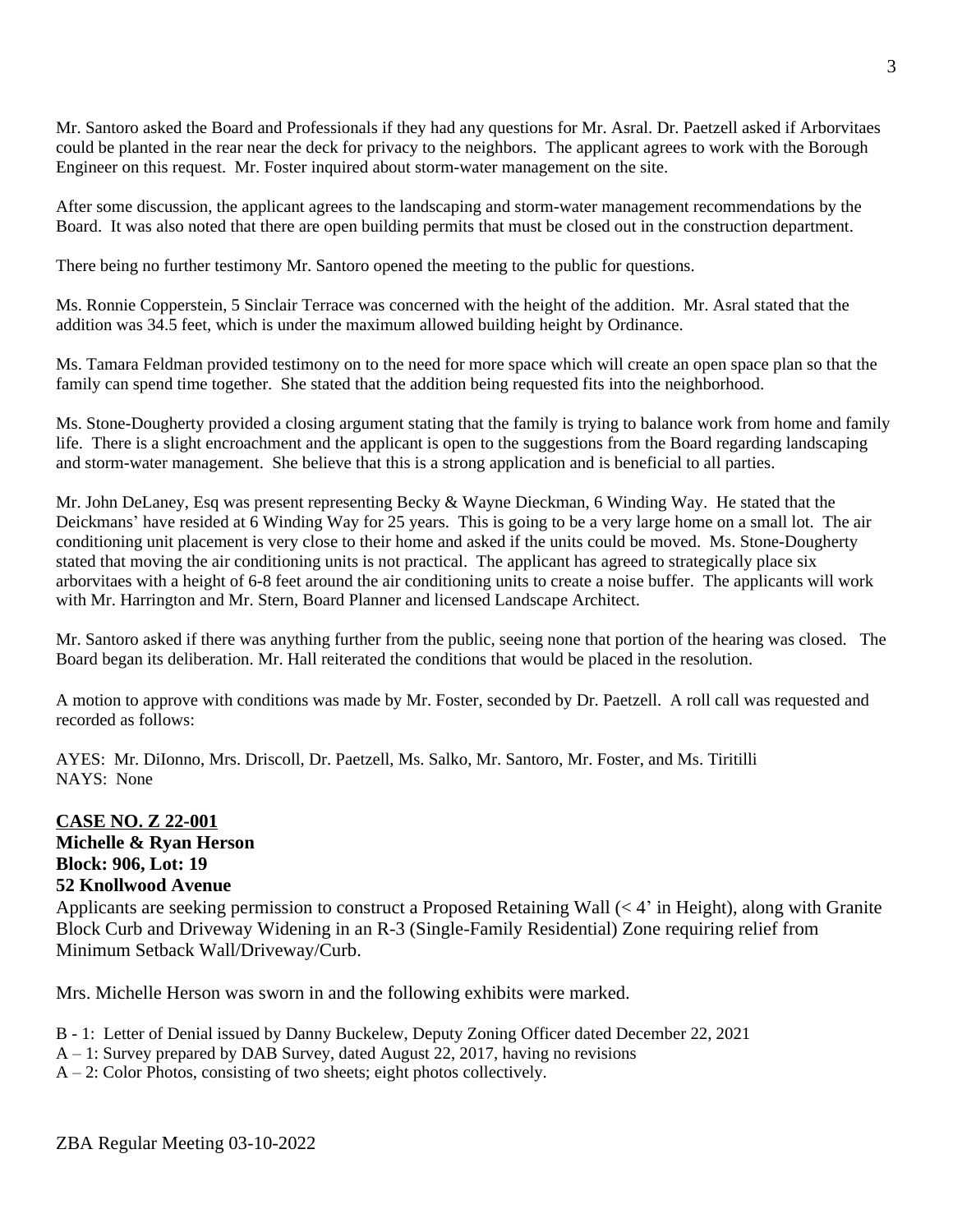Mr. Santoro asked the Board and Professionals if they had any questions for Mr. Asral. Dr. Paetzell asked if Arborvitaes could be planted in the rear near the deck for privacy to the neighbors. The applicant agrees to work with the Borough Engineer on this request. Mr. Foster inquired about storm-water management on the site.

After some discussion, the applicant agrees to the landscaping and storm-water management recommendations by the Board. It was also noted that there are open building permits that must be closed out in the construction department.

There being no further testimony Mr. Santoro opened the meeting to the public for questions.

Ms. Ronnie Copperstein, 5 Sinclair Terrace was concerned with the height of the addition. Mr. Asral stated that the addition was 34.5 feet, which is under the maximum allowed building height by Ordinance.

Ms. Tamara Feldman provided testimony on to the need for more space which will create an open space plan so that the family can spend time together. She stated that the addition being requested fits into the neighborhood.

Ms. Stone-Dougherty provided a closing argument stating that the family is trying to balance work from home and family life. There is a slight encroachment and the applicant is open to the suggestions from the Board regarding landscaping and storm-water management. She believe that this is a strong application and is beneficial to all parties.

Mr. John DeLaney, Esq was present representing Becky & Wayne Dieckman, 6 Winding Way. He stated that the Deickmans' have resided at 6 Winding Way for 25 years. This is going to be a very large home on a small lot. The air conditioning unit placement is very close to their home and asked if the units could be moved. Ms. Stone-Dougherty stated that moving the air conditioning units is not practical. The applicant has agreed to strategically place six arborvitaes with a height of 6-8 feet around the air conditioning units to create a noise buffer. The applicants will work with Mr. Harrington and Mr. Stern, Board Planner and licensed Landscape Architect.

Mr. Santoro asked if there was anything further from the public, seeing none that portion of the hearing was closed. The Board began its deliberation. Mr. Hall reiterated the conditions that would be placed in the resolution.

A motion to approve with conditions was made by Mr. Foster, seconded by Dr. Paetzell. A roll call was requested and recorded as follows:

AYES: Mr. DiIonno, Mrs. Driscoll, Dr. Paetzell, Ms. Salko, Mr. Santoro, Mr. Foster, and Ms. Tiritilli
NAYS: None

**CASE NO. Z 22-001**
**Michelle & Ryan Herson**
**Block: 906, Lot: 19**
**52 Knollwood Avenue**

Applicants are seeking permission to construct a Proposed Retaining Wall (< 4' in Height), along with Granite Block Curb and Driveway Widening in an R-3 (Single-Family Residential) Zone requiring relief from Minimum Setback Wall/Driveway/Curb.

Mrs. Michelle Herson was sworn in and the following exhibits were marked.

B - 1: Letter of Denial issued by Danny Buckelew, Deputy Zoning Officer dated December 22, 2021
A – 1: Survey prepared by DAB Survey, dated August 22, 2017, having no revisions
A – 2: Color Photos, consisting of two sheets; eight photos collectively.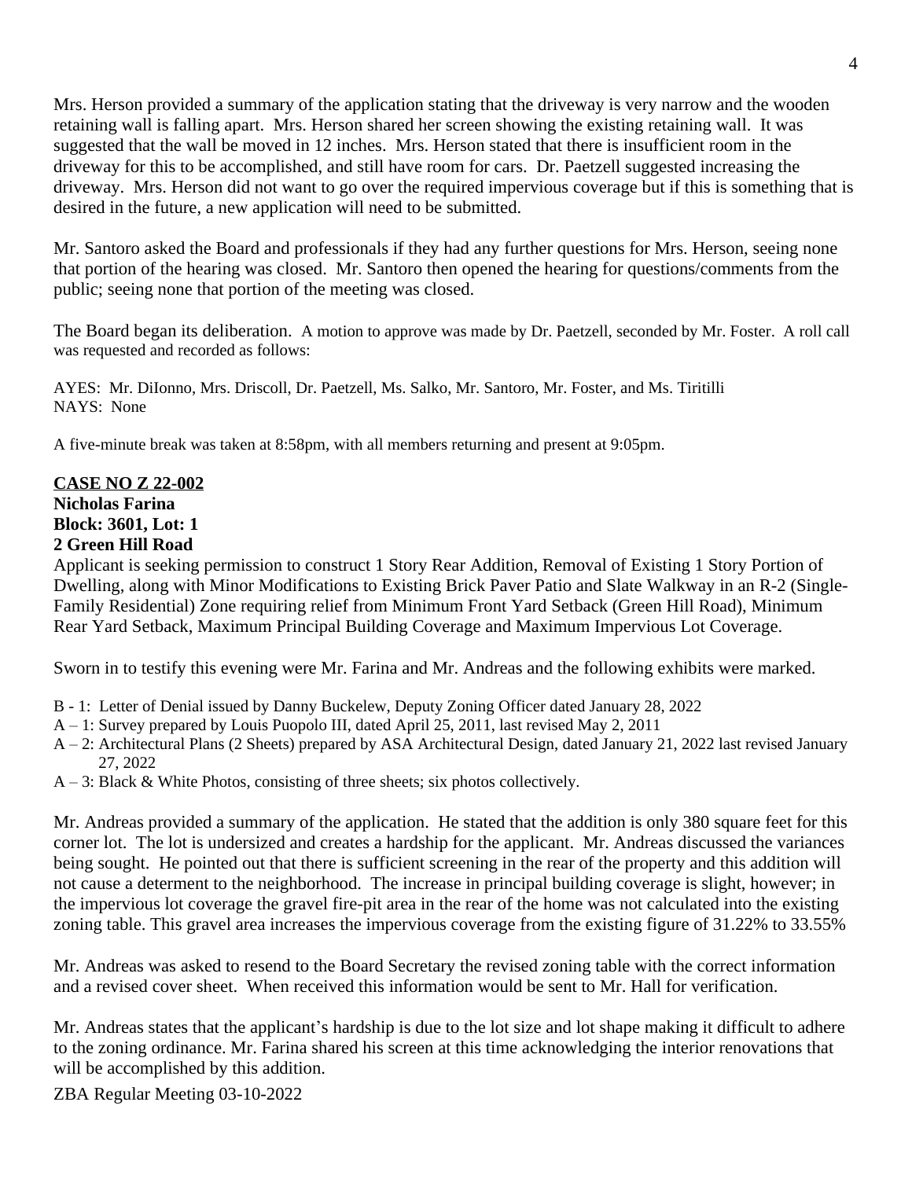Mrs. Herson provided a summary of the application stating that the driveway is very narrow and the wooden retaining wall is falling apart. Mrs. Herson shared her screen showing the existing retaining wall. It was suggested that the wall be moved in 12 inches. Mrs. Herson stated that there is insufficient room in the driveway for this to be accomplished, and still have room for cars. Dr. Paetzell suggested increasing the driveway. Mrs. Herson did not want to go over the required impervious coverage but if this is something that is desired in the future, a new application will need to be submitted.

Mr. Santoro asked the Board and professionals if they had any further questions for Mrs. Herson, seeing none that portion of the hearing was closed. Mr. Santoro then opened the hearing for questions/comments from the public; seeing none that portion of the meeting was closed.

The Board began its deliberation. A motion to approve was made by Dr. Paetzell, seconded by Mr. Foster. A roll call was requested and recorded as follows:

AYES: Mr. DiIonno, Mrs. Driscoll, Dr. Paetzell, Ms. Salko, Mr. Santoro, Mr. Foster, and Ms. Tiritilli
NAYS: None

A five-minute break was taken at 8:58pm, with all members returning and present at 9:05pm.

**CASE NO Z 22-002**
**Nicholas Farina**
**Block: 3601, Lot: 1**
**2 Green Hill Road**

Applicant is seeking permission to construct 1 Story Rear Addition, Removal of Existing 1 Story Portion of Dwelling, along with Minor Modifications to Existing Brick Paver Patio and Slate Walkway in an R-2 (Single-Family Residential) Zone requiring relief from Minimum Front Yard Setback (Green Hill Road), Minimum Rear Yard Setback, Maximum Principal Building Coverage and Maximum Impervious Lot Coverage.

Sworn in to testify this evening were Mr. Farina and Mr. Andreas and the following exhibits were marked.

B - 1: Letter of Denial issued by Danny Buckelew, Deputy Zoning Officer dated January 28, 2022
A – 1: Survey prepared by Louis Puopolo III, dated April 25, 2011, last revised May 2, 2011
A – 2: Architectural Plans (2 Sheets) prepared by ASA Architectural Design, dated January 21, 2022 last revised January 27, 2022
A – 3: Black & White Photos, consisting of three sheets; six photos collectively.

Mr. Andreas provided a summary of the application. He stated that the addition is only 380 square feet for this corner lot. The lot is undersized and creates a hardship for the applicant. Mr. Andreas discussed the variances being sought. He pointed out that there is sufficient screening in the rear of the property and this addition will not cause a determent to the neighborhood. The increase in principal building coverage is slight, however; in the impervious lot coverage the gravel fire-pit area in the rear of the home was not calculated into the existing zoning table. This gravel area increases the impervious coverage from the existing figure of 31.22% to 33.55%

Mr. Andreas was asked to resend to the Board Secretary the revised zoning table with the correct information and a revised cover sheet. When received this information would be sent to Mr. Hall for verification.

Mr. Andreas states that the applicant's hardship is due to the lot size and lot shape making it difficult to adhere to the zoning ordinance. Mr. Farina shared his screen at this time acknowledging the interior renovations that will be accomplished by this addition.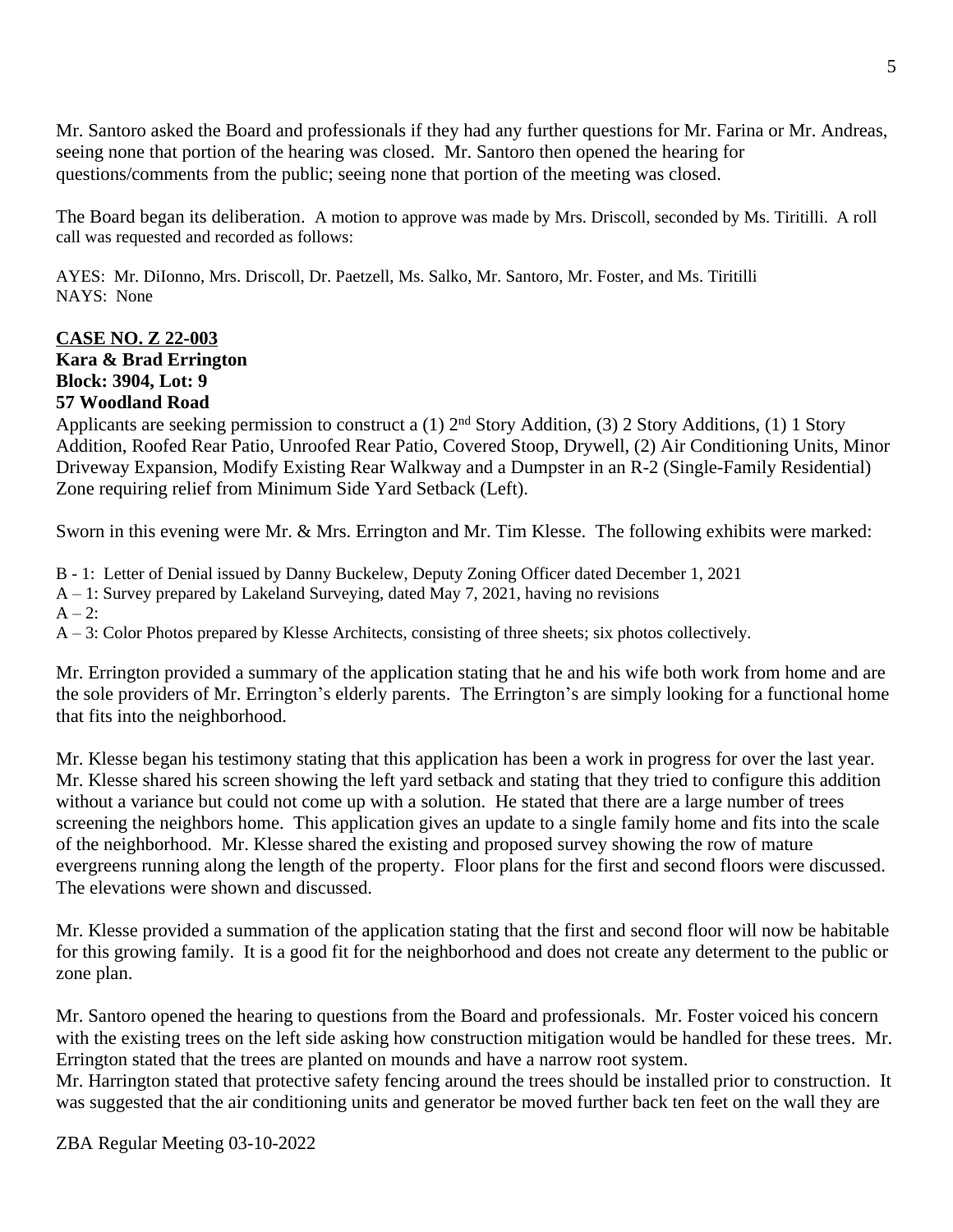Mr. Santoro asked the Board and professionals if they had any further questions for Mr. Farina or Mr. Andreas, seeing none that portion of the hearing was closed. Mr. Santoro then opened the hearing for questions/comments from the public; seeing none that portion of the meeting was closed.

The Board began its deliberation. A motion to approve was made by Mrs. Driscoll, seconded by Ms. Tiritilli. A roll call was requested and recorded as follows:

AYES: Mr. DiIonno, Mrs. Driscoll, Dr. Paetzell, Ms. Salko, Mr. Santoro, Mr. Foster, and Ms. Tiritilli
NAYS: None

**CASE NO. Z 22-003**
**Kara & Brad Errington**
**Block: 3904, Lot: 9**
**57 Woodland Road**

Applicants are seeking permission to construct a (1) 2nd Story Addition, (3) 2 Story Additions, (1) 1 Story Addition, Roofed Rear Patio, Unroofed Rear Patio, Covered Stoop, Drywell, (2) Air Conditioning Units, Minor Driveway Expansion, Modify Existing Rear Walkway and a Dumpster in an R-2 (Single-Family Residential) Zone requiring relief from Minimum Side Yard Setback (Left).

Sworn in this evening were Mr. & Mrs. Errington and Mr. Tim Klesse. The following exhibits were marked:

B - 1: Letter of Denial issued by Danny Buckelew, Deputy Zoning Officer dated December 1, 2021
A – 1: Survey prepared by Lakeland Surveying, dated May 7, 2021, having no revisions
A – 2:
A – 3: Color Photos prepared by Klesse Architects, consisting of three sheets; six photos collectively.

Mr. Errington provided a summary of the application stating that he and his wife both work from home and are the sole providers of Mr. Errington's elderly parents. The Errington's are simply looking for a functional home that fits into the neighborhood.

Mr. Klesse began his testimony stating that this application has been a work in progress for over the last year. Mr. Klesse shared his screen showing the left yard setback and stating that they tried to configure this addition without a variance but could not come up with a solution. He stated that there are a large number of trees screening the neighbors home. This application gives an update to a single family home and fits into the scale of the neighborhood. Mr. Klesse shared the existing and proposed survey showing the row of mature evergreens running along the length of the property. Floor plans for the first and second floors were discussed. The elevations were shown and discussed.

Mr. Klesse provided a summation of the application stating that the first and second floor will now be habitable for this growing family. It is a good fit for the neighborhood and does not create any determent to the public or zone plan.

Mr. Santoro opened the hearing to questions from the Board and professionals. Mr. Foster voiced his concern with the existing trees on the left side asking how construction mitigation would be handled for these trees. Mr. Errington stated that the trees are planted on mounds and have a narrow root system.
Mr. Harrington stated that protective safety fencing around the trees should be installed prior to construction. It was suggested that the air conditioning units and generator be moved further back ten feet on the wall they are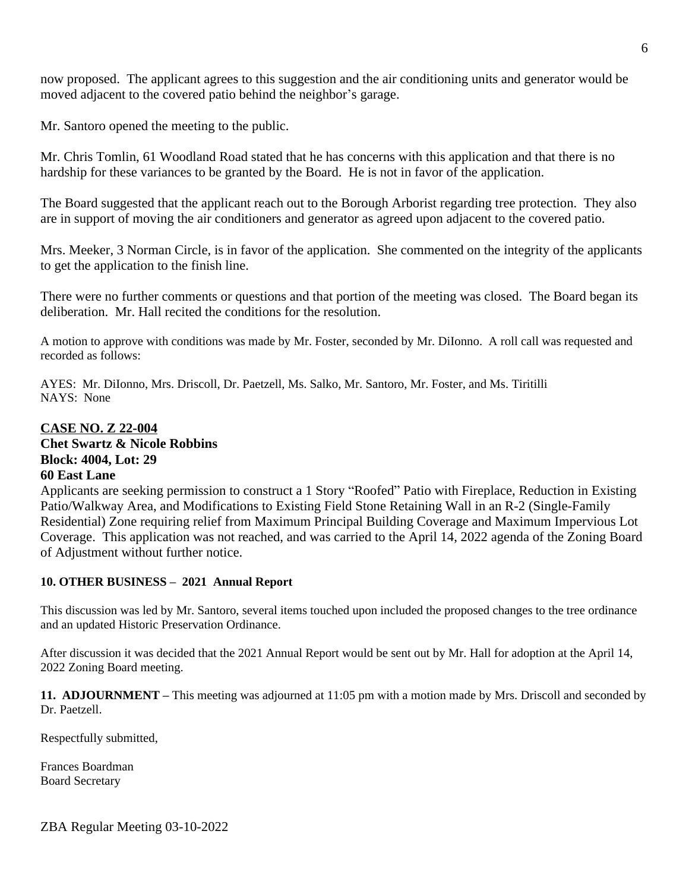now proposed. The applicant agrees to this suggestion and the air conditioning units and generator would be moved adjacent to the covered patio behind the neighbor's garage.

Mr. Santoro opened the meeting to the public.

Mr. Chris Tomlin, 61 Woodland Road stated that he has concerns with this application and that there is no hardship for these variances to be granted by the Board. He is not in favor of the application.

The Board suggested that the applicant reach out to the Borough Arborist regarding tree protection. They also are in support of moving the air conditioners and generator as agreed upon adjacent to the covered patio.

Mrs. Meeker, 3 Norman Circle, is in favor of the application. She commented on the integrity of the applicants to get the application to the finish line.

There were no further comments or questions and that portion of the meeting was closed. The Board began its deliberation. Mr. Hall recited the conditions for the resolution.

A motion to approve with conditions was made by Mr. Foster, seconded by Mr. DiIonno. A roll call was requested and recorded as follows:

AYES: Mr. DiIonno, Mrs. Driscoll, Dr. Paetzell, Ms. Salko, Mr. Santoro, Mr. Foster, and Ms. Tiritilli
NAYS: None

**CASE NO. Z 22-004**
**Chet Swartz & Nicole Robbins**
**Block: 4004, Lot: 29**
**60 East Lane**

Applicants are seeking permission to construct a 1 Story "Roofed" Patio with Fireplace, Reduction in Existing Patio/Walkway Area, and Modifications to Existing Field Stone Retaining Wall in an R-2 (Single-Family Residential) Zone requiring relief from Maximum Principal Building Coverage and Maximum Impervious Lot Coverage. This application was not reached, and was carried to the April 14, 2022 agenda of the Zoning Board of Adjustment without further notice.

**10. OTHER BUSINESS – 2021 Annual Report**

This discussion was led by Mr. Santoro, several items touched upon included the proposed changes to the tree ordinance and an updated Historic Preservation Ordinance.

After discussion it was decided that the 2021 Annual Report would be sent out by Mr. Hall for adoption at the April 14, 2022 Zoning Board meeting.

**11. ADJOURNMENT –** This meeting was adjourned at 11:05 pm with a motion made by Mrs. Driscoll and seconded by Dr. Paetzell.

Respectfully submitted,

Frances Boardman
Board Secretary